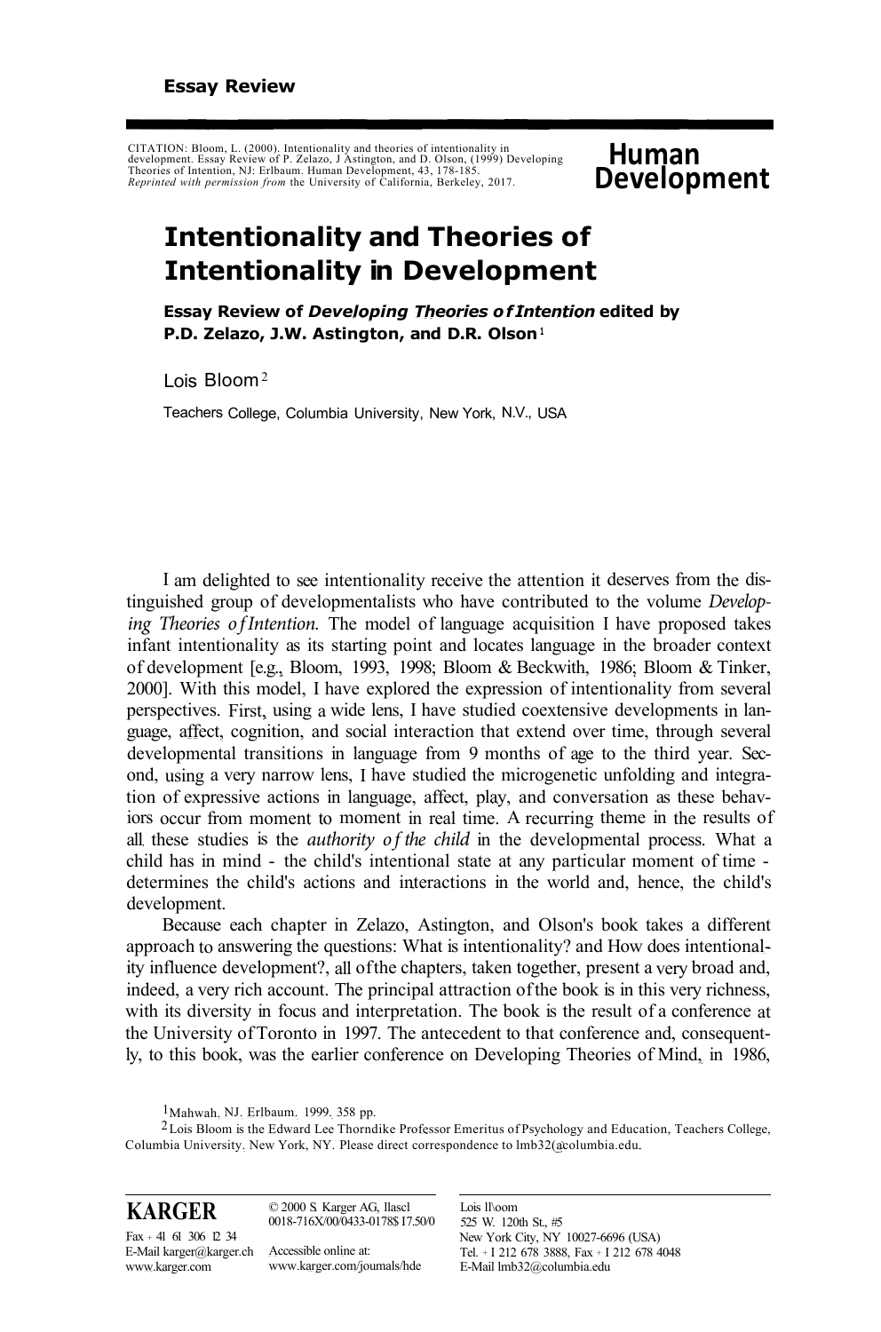**Essay Review**

CITATION: Bloom, L. (2000). Intentionality and theories of intentionality in development. Essay Review of P. Zelazo, J Astington, and D. Olson, (1999) Developing Theories of Intention, NJ: Erlbaum. Human Development, 43, 178-185.
*Reprinted with permission from* the University of California, Berkeley, 2017.

**Human Development**

# Intentionality and Theories of Intentionality in Development

**Essay Review of *Developing Theories of Intention* edited by P.D. Zelazo, J.W. Astington, and D.R. Olson**[1]

Lois Bloom[2]

Teachers College, Columbia University, New York, N.V., USA

I am delighted to see intentionality receive the attention it deserves from the distinguished group of developmentalists who have contributed to the volume *Developing Theories of Intention.* The model of language acquisition I have proposed takes infant intentionality as its starting point and locates language in the broader context of development [e.g., Bloom, 1993, 1998; Bloom & Beckwith, 1986; Bloom & Tinker, 2000]. With this model, I have explored the expression of intentionality from several perspectives. First, using a wide lens, I have studied coextensive developments in language, affect, cognition, and social interaction that extend over time, through several developmental transitions in language from 9 months of age to the third year. Second, using a very narrow lens, I have studied the microgenetic unfolding and integration of expressive actions in language, affect, play, and conversation as these behaviors occur from moment to moment in real time. A recurring theme in the results of all these studies is the *authority of the child* in the developmental process. What a child has in mind - the child's intentional state at any particular moment of time - determines the child's actions and interactions in the world and, hence, the child's development.

Because each chapter in Zelazo, Astington, and Olson's book takes a different approach to answering the questions: What is intentionality? and How does intentionality influence development?, all of the chapters, taken together, present a very broad and, indeed, a very rich account. The principal attraction of the book is in this very richness, with its diversity in focus and interpretation. The book is the result of a conference at the University of Toronto in 1997. The antecedent to that conference and, consequently, to this book, was the earlier conference on Developing Theories of Mind, in 1986,

[1] Mahwah, NJ. Erlbaum. 1999. 358 pp.

[2] Lois Bloom is the Edward Lee Thorndike Professor Emeritus of Psychology and Education, Teachers College, Columbia University, New York, NY. Please direct correspondence to lmb32@columbia.edu.

**KARGER**
Fax + 41 61 306 12 34
E-Mail karger@karger.ch
www.karger.com

© 2000 S. Karger AG, Basel
0018-716X/00/0433-0178$17.50/0

Accessible online at:
www.karger.com/journals/hde

Lois Bloom
525 W. 120th St., #5
New York City, NY 10027-6696 (USA)
Tel. + 1 212 678 3888, Fax + 1 212 678 4048
E-Mail lmb32@columbia.edu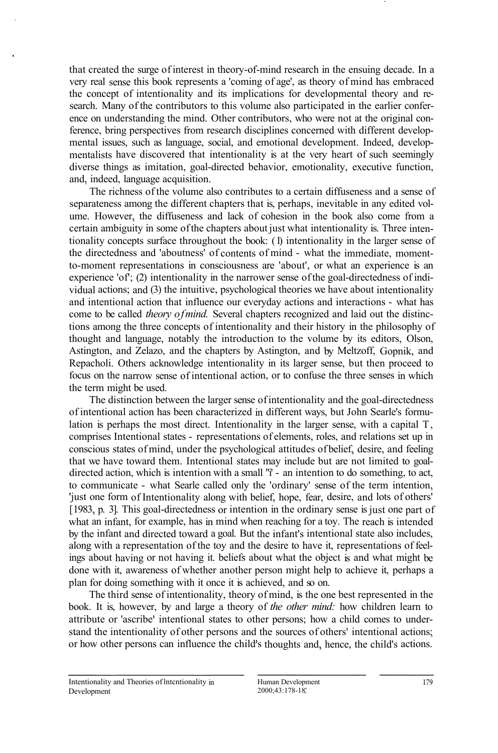that created the surge of interest in theory-of-mind research in the ensuing decade. In a very real sense this book represents a 'coming of age', as theory of mind has embraced the concept of intentionality and its implications for developmental theory and research. Many of the contributors to this volume also participated in the earlier conference on understanding the mind. Other contributors, who were not at the original conference, bring perspectives from research disciplines concerned with different developmental issues, such as language, social, and emotional development. Indeed, developmentalists have discovered that intentionality is at the very heart of such seemingly diverse things as imitation, goal-directed behavior, emotionality, executive function, and, indeed, language acquisition.

The richness of the volume also contributes to a certain diffuseness and a sense of separateness among the different chapters that is, perhaps, inevitable in any edited volume. However, the diffuseness and lack of cohesion in the book also come from a certain ambiguity in some of the chapters about just what intentionality is. Three intentionality concepts surface throughout the book: (1) intentionality in the larger sense of the directedness and 'aboutness' of contents of mind - what the immediate, moment-to-moment representations in consciousness are 'about', or what an experience is an experience 'of'; (2) intentionality in the narrower sense of the goal-directedness of individual actions; and (3) the intuitive, psychological theories we have about intentionality and intentional action that influence our everyday actions and interactions - what has come to be called *theory of mind.* Several chapters recognized and laid out the distinctions among the three concepts of intentionality and their history in the philosophy of thought and language, notably the introduction to the volume by its editors, Olson, Astington, and Zelazo, and the chapters by Astington, and by Meltzoff, Gopnik, and Repacholi. Others acknowledge intentionality in its larger sense, but then proceed to focus on the narrow sense of intentional action, or to confuse the three senses in which the term might be used.

The distinction between the larger sense of intentionality and the goal-directedness of intentional action has been characterized in different ways, but John Searle's formulation is perhaps the most direct. Intentionality in the larger sense, with a capital 'I', comprises Intentional states - representations of elements, roles, and relations set up in conscious states of mind, under the psychological attitudes of belief, desire, and feeling that we have toward them. Intentional states may include but are not limited to goal-directed action, which is intention with a small 'i' - an intention to do something, to act, to communicate - what Searle called only the 'ordinary' sense of the term intention, 'just one form of Intentionality along with belief, hope, fear, desire, and lots of others' [1983, p. 3]. This goal-directedness or intention in the ordinary sense is just one part of what an infant, for example, has in mind when reaching for a toy. The reach is intended by the infant and directed toward a goal. But the infant's intentional state also includes, along with a representation of the toy and the desire to have it, representations of feelings about having or not having it, beliefs about what the object is and what might be done with it, awareness of whether another person might help to achieve it, perhaps a plan for doing something with it once it is achieved, and so on.

The third sense of intentionality, theory of mind, is the one best represented in the book. It is, however, by and large a theory of *the other mind:* how children learn to attribute or 'ascribe' intentional states to other persons; how a child comes to understand the intentionality of other persons and the sources of others' intentional actions; or how other persons can influence the child's thoughts and, hence, the child's actions.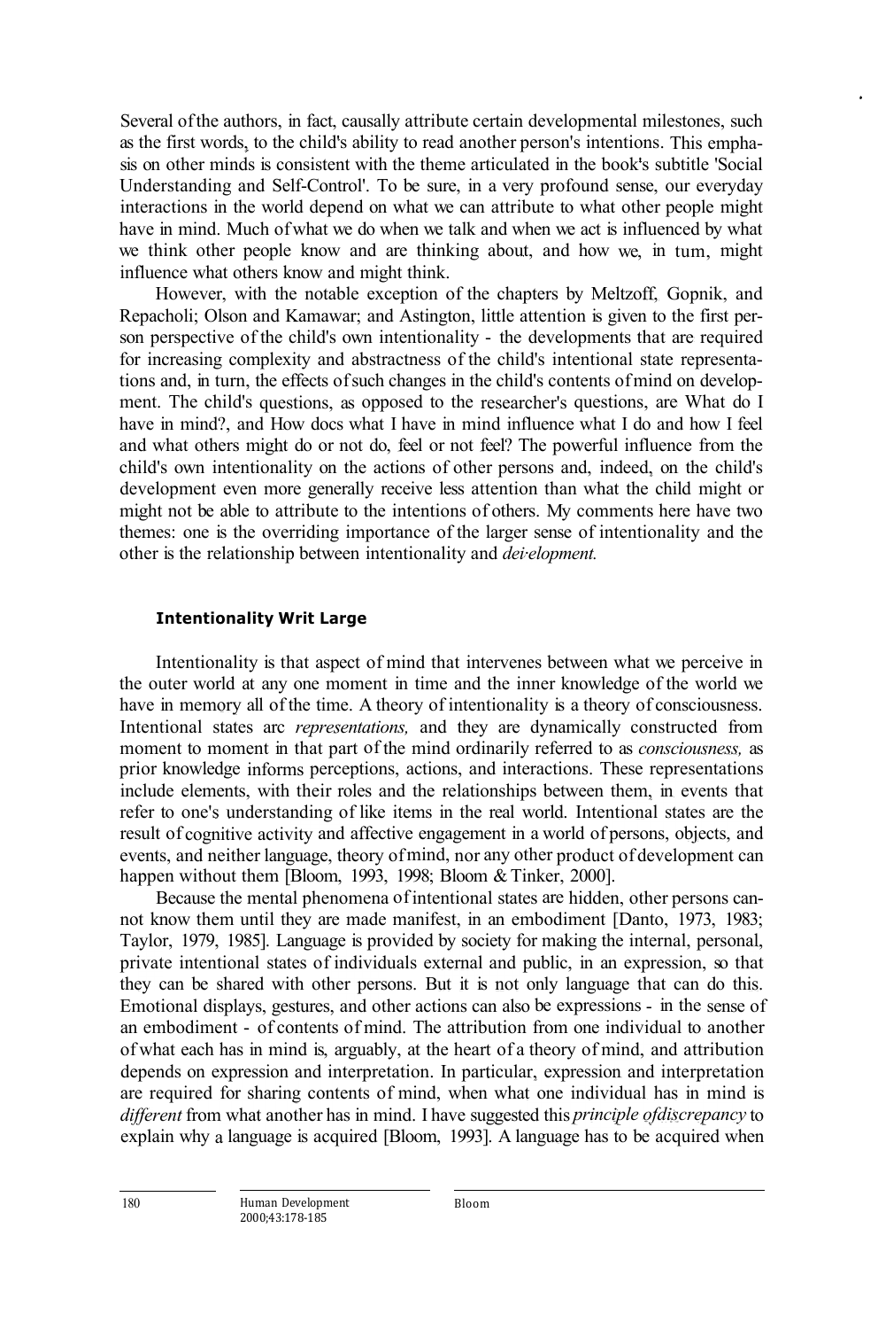Several of the authors, in fact, causally attribute certain developmental milestones, such as the first words, to the child's ability to read another person's intentions. This emphasis on other minds is consistent with the theme articulated in the book's subtitle 'Social Understanding and Self-Control'. To be sure, in a very profound sense, our everyday interactions in the world depend on what we can attribute to what other people might have in mind. Much of what we do when we talk and when we act is influenced by what we think other people know and are thinking about, and how we, in turn, might influence what others know and might think.

However, with the notable exception of the chapters by Meltzoff, Gopnik, and Repacholi; Olson and Kamawar; and Astington, little attention is given to the first person perspective of the child's own intentionality - the developments that are required for increasing complexity and abstractness of the child's intentional state representations and, in turn, the effects of such changes in the child's contents of mind on development. The child's questions, as opposed to the researcher's questions, are What do I have in mind?, and How does what I have in mind influence what I do and how I feel and what others might do or not do, feel or not feel? The powerful influence from the child's own intentionality on the actions of other persons and, indeed, on the child's development even more generally receive less attention than what the child might or might not be able to attribute to the intentions of others. My comments here have two themes: one is the overriding importance of the larger sense of intentionality and the other is the relationship between intentionality and *development.*

### Intentionality Writ Large

Intentionality is that aspect of mind that intervenes between what we perceive in the outer world at any one moment in time and the inner knowledge of the world we have in memory all of the time. A theory of intentionality is a theory of consciousness. Intentional states are *representations,* and they are dynamically constructed from moment to moment in that part of the mind ordinarily referred to as *consciousness,* as prior knowledge informs perceptions, actions, and interactions. These representations include elements, with their roles and the relationships between them, in events that refer to one's understanding of like items in the real world. Intentional states are the result of cognitive activity and affective engagement in a world of persons, objects, and events, and neither language, theory of mind, nor any other product of development can happen without them [Bloom, 1993, 1998; Bloom & Tinker, 2000].

Because the mental phenomena of intentional states are hidden, other persons cannot know them until they are made manifest, in an embodiment [Danto, 1973, 1983; Taylor, 1979, 1985]. Language is provided by society for making the internal, personal, private intentional states of individuals external and public, in an expression, so that they can be shared with other persons. But it is not only language that can do this. Emotional displays, gestures, and other actions can also be expressions - in the sense of an embodiment - of contents of mind. The attribution from one individual to another of what each has in mind is, arguably, at the heart of a theory of mind, and attribution depends on expression and interpretation. In particular, expression and interpretation are required for sharing contents of mind, when what one individual has in mind is *different* from what another has in mind. I have suggested this *principle of discrepancy* to explain why a language is acquired [Bloom, 1993]. A language has to be acquired when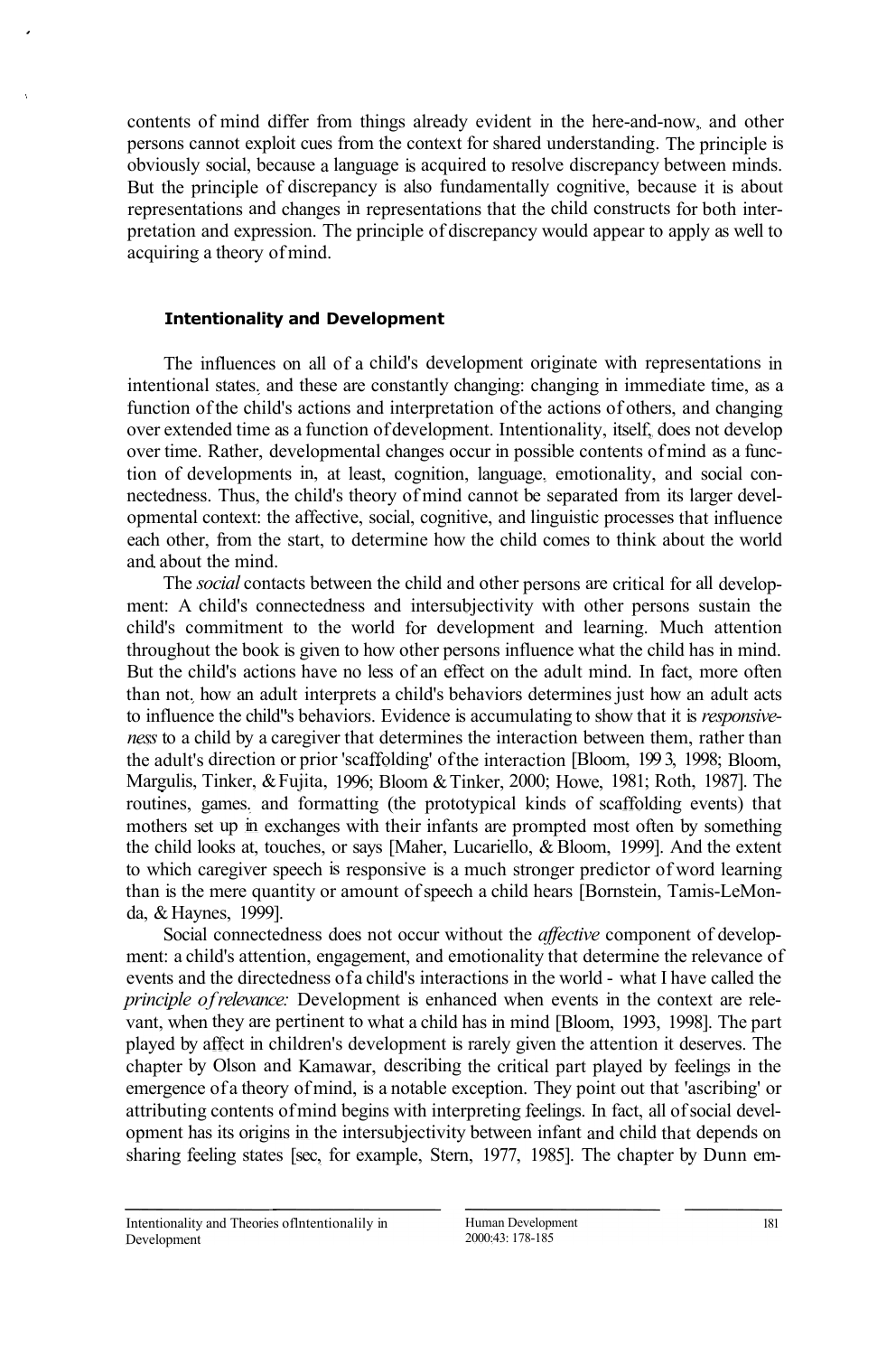contents of mind differ from things already evident in the here-and-now, and other persons cannot exploit cues from the context for shared understanding. The principle is obviously social, because a language is acquired to resolve discrepancy between minds. But the principle of discrepancy is also fundamentally cognitive, because it is about representations and changes in representations that the child constructs for both interpretation and expression. The principle of discrepancy would appear to apply as well to acquiring a theory of mind.

### Intentionality and Development

The influences on all of a child's development originate with representations in intentional states, and these are constantly changing: changing in immediate time, as a function of the child's actions and interpretation of the actions of others, and changing over extended time as a function of development. Intentionality, itself, does not develop over time. Rather, developmental changes occur in possible contents of mind as a function of developments in, at least, cognition, language, emotionality, and social connectedness. Thus, the child's theory of mind cannot be separated from its larger developmental context: the affective, social, cognitive, and linguistic processes that influence each other, from the start, to determine how the child comes to think about the world and about the mind.

The *social* contacts between the child and other persons are critical for all development: A child's connectedness and intersubjectivity with other persons sustain the child's commitment to the world for development and learning. Much attention throughout the book is given to how other persons influence what the child has in mind. But the child's actions have no less of an effect on the adult mind. In fact, more often than not, how an adult interprets a child's behaviors determines just how an adult acts to influence the child's behaviors. Evidence is accumulating to show that it is *responsiveness* to a child by a caregiver that determines the interaction between them, rather than the adult's direction or prior 'scaffolding' of the interaction [Bloom, 1993, 1998; Bloom, Margulis, Tinker, & Fujita, 1996; Bloom & Tinker, 2000; Howe, 1981; Roth, 1987]. The routines, games, and formatting (the prototypical kinds of scaffolding events) that mothers set up in exchanges with their infants are prompted most often by something the child looks at, touches, or says [Maher, Lucariello, & Bloom, 1999]. And the extent to which caregiver speech is responsive is a much stronger predictor of word learning than is the mere quantity or amount of speech a child hears [Bornstein, Tamis-LeMonda, & Haynes, 1999].

Social connectedness does not occur without the *affective* component of development: a child's attention, engagement, and emotionality that determine the relevance of events and the directedness of a child's interactions in the world - what I have called the *principle of relevance:* Development is enhanced when events in the context are relevant, when they are pertinent to what a child has in mind [Bloom, 1993, 1998]. The part played by affect in children's development is rarely given the attention it deserves. The chapter by Olson and Kamawar, describing the critical part played by feelings in the emergence of a theory of mind, is a notable exception. They point out that 'ascribing' or attributing contents of mind begins with interpreting feelings. In fact, all of social development has its origins in the intersubjectivity between infant and child that depends on sharing feeling states [see, for example, Stern, 1977, 1985]. The chapter by Dunn em-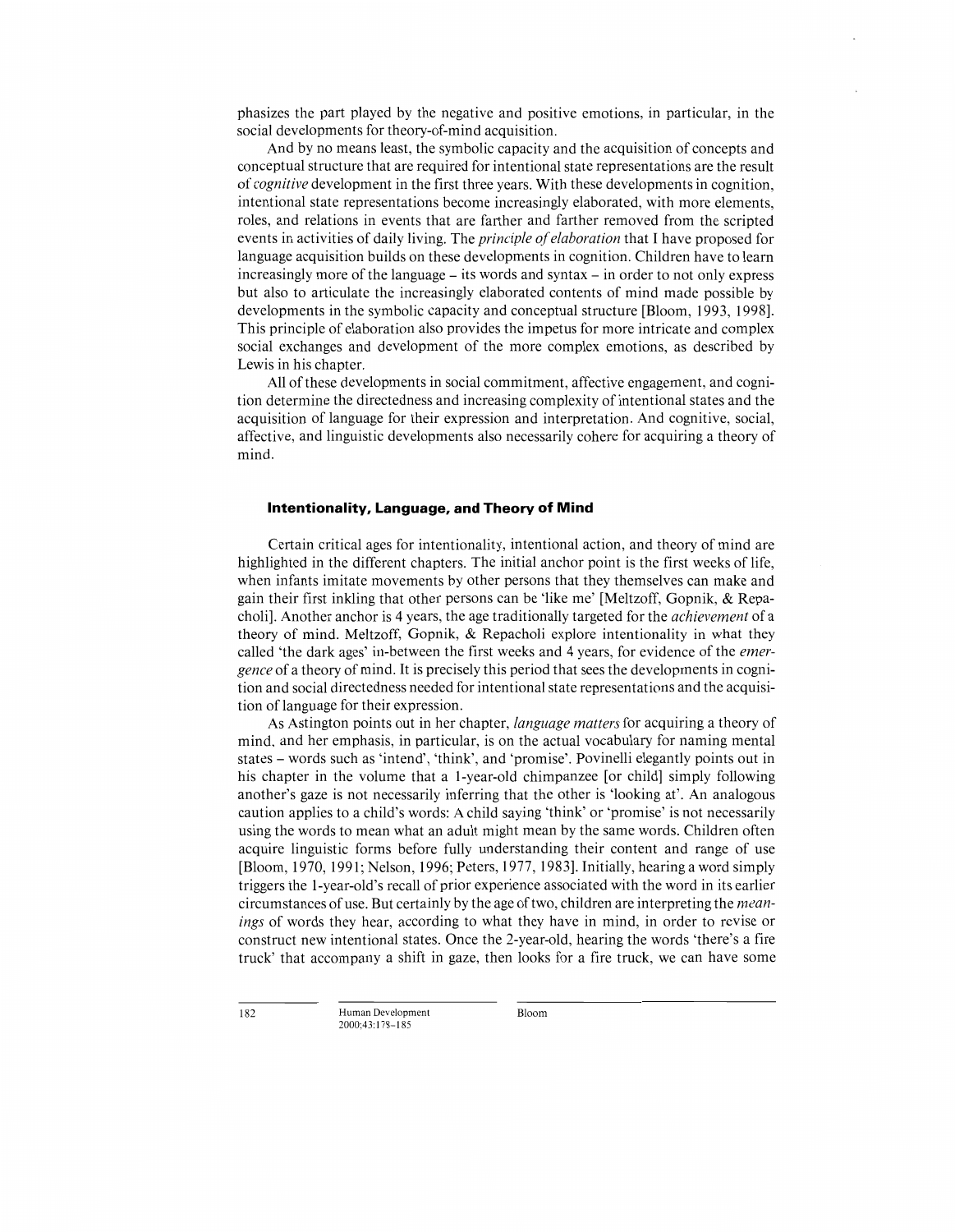phasizes the part played by the negative and positive emotions, in particular, in the social developments for theory-of-mind acquisition.

And by no means least, the symbolic capacity and the acquisition of concepts and conceptual structure that are required for intentional state representations are the result of *cognitive* development in the first three years. With these developments in cognition, intentional state representations become increasingly elaborated, with more elements, roles, and relations in events that are farther and farther removed from the scripted events in activities of daily living. The *principle of elaboration* that I have proposed for language acquisition builds on these developments in cognition. Children have to learn increasingly more of the language – its words and syntax – in order to not only express but also to articulate the increasingly elaborated contents of mind made possible by developments in the symbolic capacity and conceptual structure [Bloom, 1993, 1998]. This principle of elaboration also provides the impetus for more intricate and complex social exchanges and development of the more complex emotions, as described by Lewis in his chapter.

All of these developments in social commitment, affective engagement, and cognition determine the directedness and increasing complexity of intentional states and the acquisition of language for their expression and interpretation. And cognitive, social, affective, and linguistic developments also necessarily cohere for acquiring a theory of mind.

## Intentionality, Language, and Theory of Mind

Certain critical ages for intentionality, intentional action, and theory of mind are highlighted in the different chapters. The initial anchor point is the first weeks of life, when infants imitate movements by other persons that they themselves can make and gain their first inkling that other persons can be 'like me' [Meltzoff, Gopnik, & Repacholi]. Another anchor is 4 years, the age traditionally targeted for the *achievement* of a theory of mind. Meltzoff, Gopnik, & Repacholi explore intentionality in what they called 'the dark ages' in-between the first weeks and 4 years, for evidence of the *emergence* of a theory of mind. It is precisely this period that sees the developments in cognition and social directedness needed for intentional state representations and the acquisition of language for their expression.

As Astington points out in her chapter, *language matters* for acquiring a theory of mind, and her emphasis, in particular, is on the actual vocabulary for naming mental states – words such as 'intend', 'think', and 'promise'. Povinelli elegantly points out in his chapter in the volume that a 1-year-old chimpanzee [or child] simply following another's gaze is not necessarily inferring that the other is 'looking at'. An analogous caution applies to a child's words: A child saying 'think' or 'promise' is not necessarily using the words to mean what an adult might mean by the same words. Children often acquire linguistic forms before fully understanding their content and range of use [Bloom, 1970, 1991; Nelson, 1996; Peters, 1977, 1983]. Initially, hearing a word simply triggers the 1-year-old's recall of prior experience associated with the word in its earlier circumstances of use. But certainly by the age of two, children are interpreting the *meanings* of words they hear, according to what they have in mind, in order to revise or construct new intentional states. Once the 2-year-old, hearing the words 'there's a fire truck' that accompany a shift in gaze, then looks for a fire truck, we can have some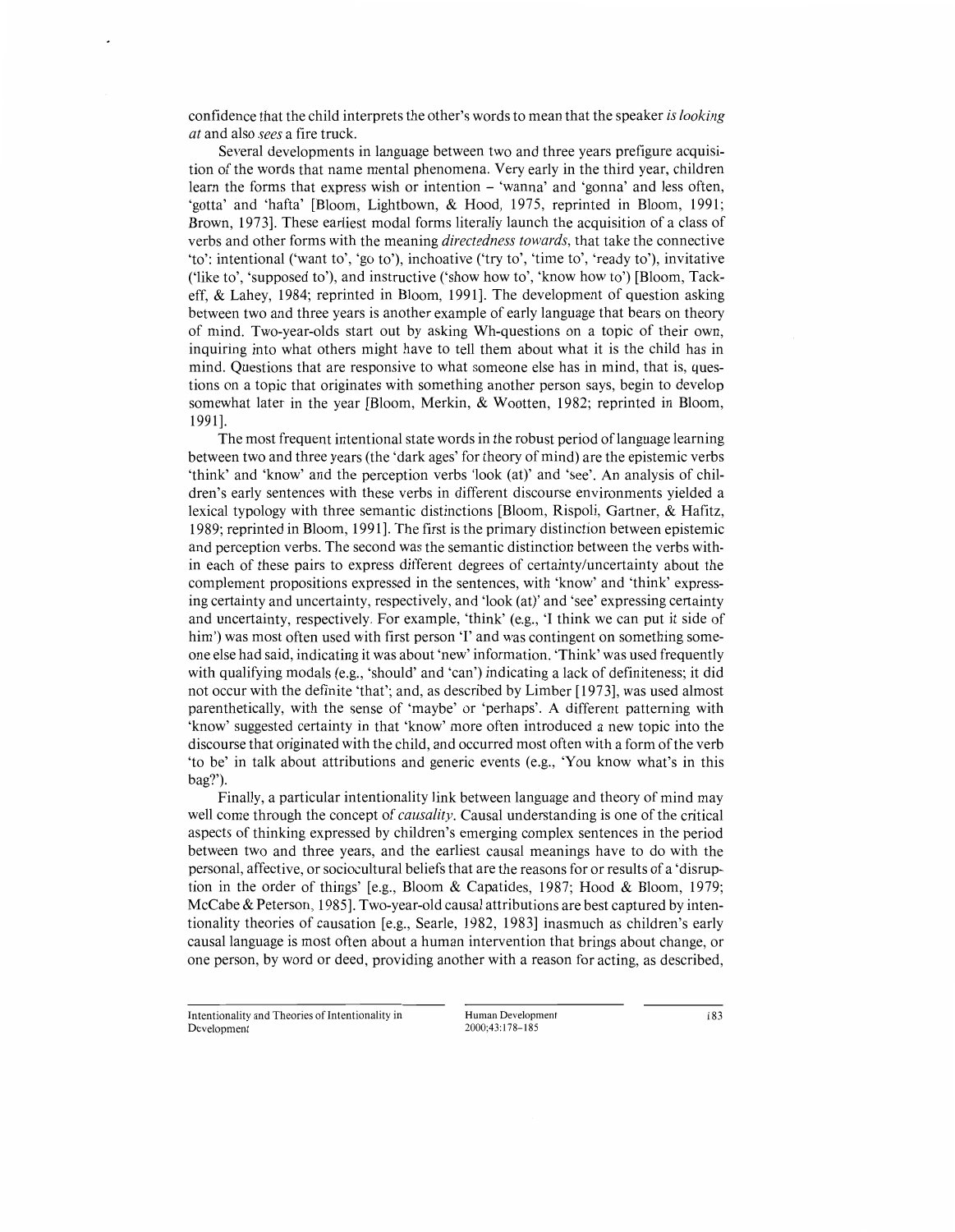confidence that the child interprets the other's words to mean that the speaker *is looking at* and also *sees* a fire truck.

Several developments in language between two and three years prefigure acquisition of the words that name mental phenomena. Very early in the third year, children learn the forms that express wish or intention – 'wanna' and 'gonna' and less often, 'gotta' and 'hafta' [Bloom, Lightbown, & Hood, 1975, reprinted in Bloom, 1991; Brown, 1973]. These earliest modal forms literally launch the acquisition of a class of verbs and other forms with the meaning *directedness towards*, that take the connective 'to': intentional ('want to', 'go to'), inchoative ('try to', 'time to', 'ready to'), invitative ('like to', 'supposed to'), and instructive ('show how to', 'know how to') [Bloom, Tackeff, & Lahey, 1984; reprinted in Bloom, 1991]. The development of question asking between two and three years is another example of early language that bears on theory of mind. Two-year-olds start out by asking Wh-questions on a topic of their own, inquiring into what others might have to tell them about what it is the child has in mind. Questions that are responsive to what someone else has in mind, that is, questions on a topic that originates with something another person says, begin to develop somewhat later in the year [Bloom, Merkin, & Wootten, 1982; reprinted in Bloom, 1991].

The most frequent intentional state words in the robust period of language learning between two and three years (the 'dark ages' for theory of mind) are the epistemic verbs 'think' and 'know' and the perception verbs 'look (at)' and 'see'. An analysis of children's early sentences with these verbs in different discourse environments yielded a lexical typology with three semantic distinctions [Bloom, Rispoli, Gartner, & Hafitz, 1989; reprinted in Bloom, 1991]. The first is the primary distinction between epistemic and perception verbs. The second was the semantic distinction between the verbs within each of these pairs to express different degrees of certainty/uncertainty about the complement propositions expressed in the sentences, with 'know' and 'think' expressing certainty and uncertainty, respectively, and 'look (at)' and 'see' expressing certainty and uncertainty, respectively. For example, 'think' (e.g., 'I think we can put it side of him') was most often used with first person 'I' and was contingent on something someone else had said, indicating it was about 'new' information. 'Think' was used frequently with qualifying modals (e.g., 'should' and 'can') indicating a lack of definiteness; it did not occur with the definite 'that'; and, as described by Limber [1973], was used almost parenthetically, with the sense of 'maybe' or 'perhaps'. A different patterning with 'know' suggested certainty in that 'know' more often introduced a new topic into the discourse that originated with the child, and occurred most often with a form of the verb 'to be' in talk about attributions and generic events (e.g., 'You know what's in this bag?').

Finally, a particular intentionality link between language and theory of mind may well come through the concept of *causality*. Causal understanding is one of the critical aspects of thinking expressed by children's emerging complex sentences in the period between two and three years, and the earliest causal meanings have to do with the personal, affective, or sociocultural beliefs that are the reasons for or results of a 'disruption in the order of things' [e.g., Bloom & Capatides, 1987; Hood & Bloom, 1979; McCabe & Peterson, 1985]. Two-year-old causal attributions are best captured by intentionality theories of causation [e.g., Searle, 1982, 1983] inasmuch as children's early causal language is most often about a human intervention that brings about change, or one person, by word or deed, providing another with a reason for acting, as described,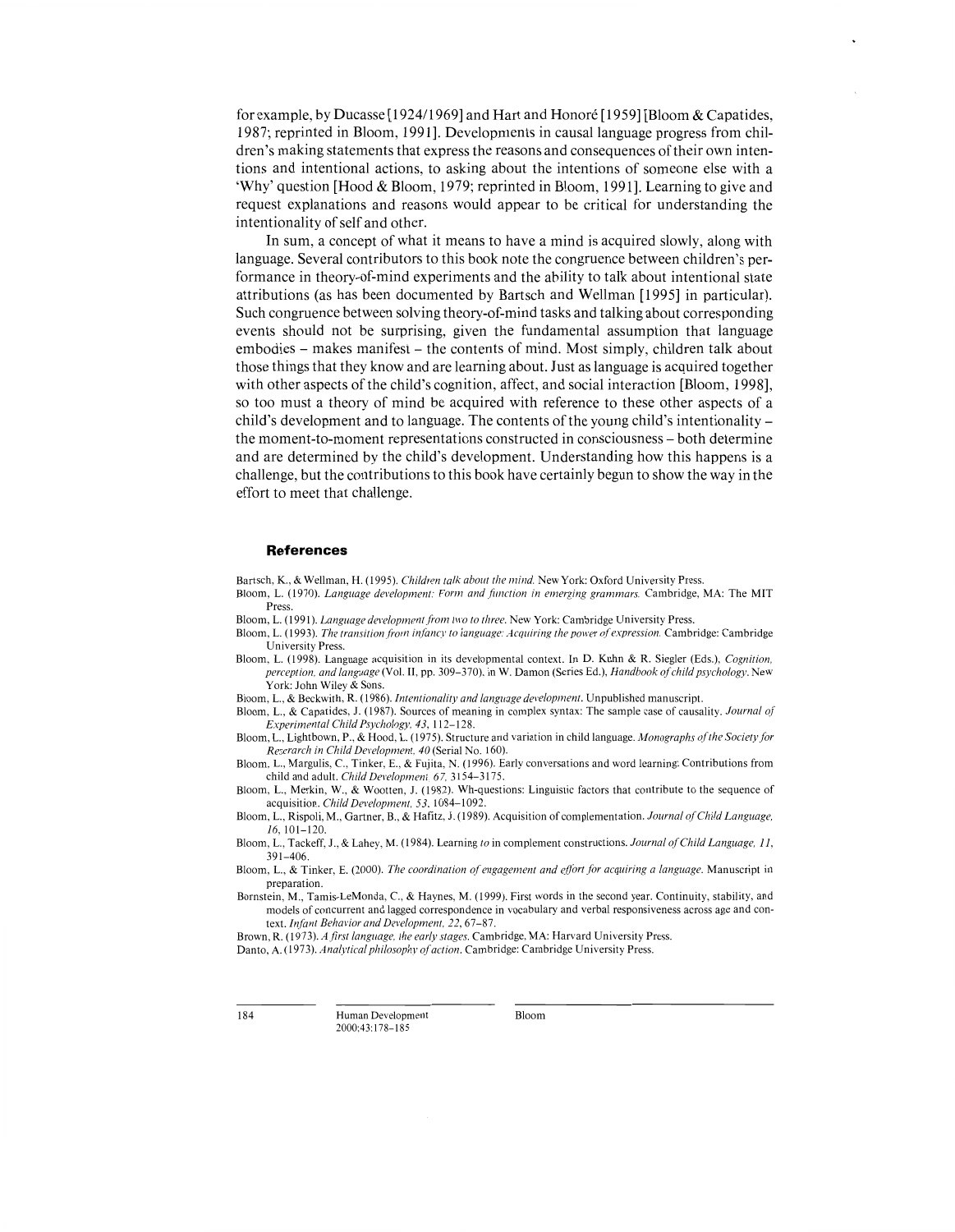for example, by Ducasse [1924/1969] and Hart and Honoré [1959] [Bloom & Capatides, 1987; reprinted in Bloom, 1991]. Developments in causal language progress from children's making statements that express the reasons and consequences of their own intentions and intentional actions, to asking about the intentions of someone else with a 'Why' question [Hood & Bloom, 1979; reprinted in Bloom, 1991]. Learning to give and request explanations and reasons would appear to be critical for understanding the intentionality of self and other.

In sum, a concept of what it means to have a mind is acquired slowly, along with language. Several contributors to this book note the congruence between children's performance in theory-of-mind experiments and the ability to talk about intentional state attributions (as has been documented by Bartsch and Wellman [1995] in particular). Such congruence between solving theory-of-mind tasks and talking about corresponding events should not be surprising, given the fundamental assumption that language embodies – makes manifest – the contents of mind. Most simply, children talk about those things that they know and are learning about. Just as language is acquired together with other aspects of the child's cognition, affect, and social interaction [Bloom, 1998], so too must a theory of mind be acquired with reference to these other aspects of a child's development and to language. The contents of the young child's intentionality – the moment-to-moment representations constructed in consciousness – both determine and are determined by the child's development. Understanding how this happens is a challenge, but the contributions to this book have certainly begun to show the way in the effort to meet that challenge.

## References

Bartsch, K., & Wellman, H. (1995). *Children talk about the mind.* New York: Oxford University Press.

Bloom, L. (1970). *Language development: Form and function in emerging grammars.* Cambridge, MA: The MIT Press.

Bloom, L. (1991). *Language development from two to three.* New York: Cambridge University Press.

Bloom, L. (1993). *The transition from infancy to language: Acquiring the power of expression.* Cambridge: Cambridge University Press.

Bloom, L. (1998). Language acquisition in its developmental context. In D. Kuhn & R. Siegler (Eds.), *Cognition, perception, and language* (Vol. II, pp. 309–370), in W. Damon (Series Ed.), *Handbook of child psychology*. New York: John Wiley & Sons.

Bloom, L., & Beckwith, R. (1986). *Intentionality and language development.* Unpublished manuscript.

Bloom, L., & Capatides, J. (1987). Sources of meaning in complex syntax: The sample case of causality. *Journal of Experimental Child Psychology, 43,* 112–128.

Bloom, L., Lightbown, P., & Hood, L. (1975). Structure and variation in child language. *Monographs of the Society for Research in Child Development, 40* (Serial No. 160).

Bloom, L., Margulis, C., Tinker, E., & Fujita, N. (1996). Early conversations and word learning: Contributions from child and adult. *Child Development, 67,* 3154–3175.

Bloom, L., Merkin, W., & Wootten, J. (1982). Wh-questions: Linguistic factors that contribute to the sequence of acquisition. *Child Development, 53,* 1084–1092.

Bloom, L., Rispoli, M., Gartner, B., & Hafitz, J. (1989). Acquisition of complementation. *Journal of Child Language, 16,* 101–120.

Bloom, L., Tackeff, J., & Lahey, M. (1984). Learning *to* in complement constructions. *Journal of Child Language, 11,* 391–406.

Bloom, L., & Tinker, E. (2000). *The coordination of engagement and effort for acquiring a language.* Manuscript in preparation.

Bornstein, M., Tamis-LeMonda, C., & Haynes, M. (1999). First words in the second year. Continuity, stability, and models of concurrent and lagged correspondence in vocabulary and verbal responsiveness across age and context. *Infant Behavior and Development, 22,* 67–87.

Brown, R. (1973). *A first language, the early stages.* Cambridge, MA: Harvard University Press.

Danto, A. (1973). *Analytical philosophy of action.* Cambridge: Cambridge University Press.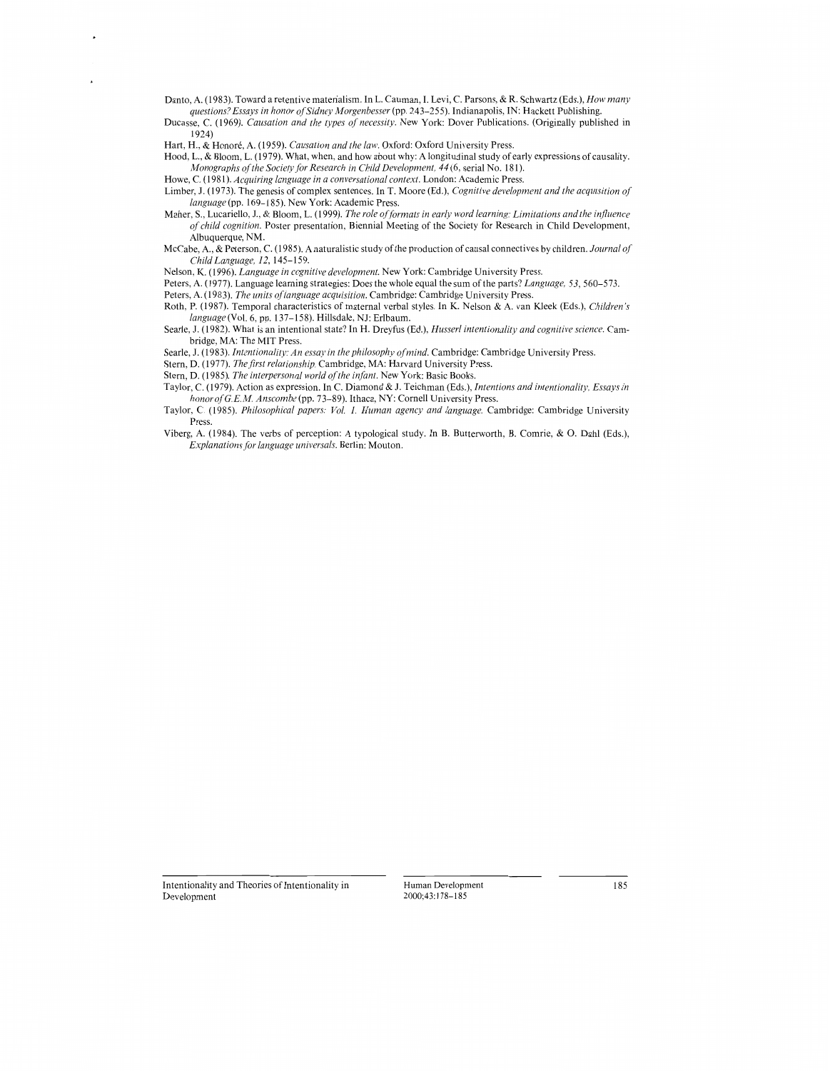Danto, A. (1983). Toward a retentive materialism. In L. Cauman, I. Levi, C. Parsons, & R. Schwartz (Eds.), *How many questions? Essays in honor of Sidney Morgenbesser* (pp. 243–255). Indianapolis, IN: Hackett Publishing.

Ducasse, C. (1969). *Causation and the types of necessity*. New York: Dover Publications. (Originally published in 1924)

Hart, H., & Honoré, A. (1959). *Causation and the law*. Oxford: Oxford University Press.

Hood, L., & Bloom, L. (1979). What, when, and how about why: A longitudinal study of early expressions of causality. *Monographs of the Society for Research in Child Development, 44* (6, serial No. 181).

Howe, C. (1981). *Acquiring language in a conversational context*. London: Academic Press.

Limber, J. (1973). The genesis of complex sentences. In T. Moore (Ed.), *Cognitive development and the acquisition of language* (pp. 169–185). New York: Academic Press.

Mañer, S., Lucariello, J., & Bloom, L. (1999). *The role of formats in early word learning: Limitations and the influence of child cognition*. Poster presentation, Biennial Meeting of the Society for Research in Child Development, Albuquerque, NM.

McCabe, A., & Peterson, C. (1985). A naturalistic study of the production of causal connectives by children. *Journal of Child Language, 12*, 145–159.

Nelson, K. (1996). *Language in cognitive development*. New York: Cambridge University Press.

Peters, A. (1977). Language learning strategies: Does the whole equal the sum of the parts? *Language, 53*, 560–573.

Peters, A. (1983). *The units of language acquisition*. Cambridge: Cambridge University Press.

Roth, P. (1987). Temporal characteristics of maternal verbal styles. In K. Nelson & A. van Kleek (Eds.), *Children's language* (Vol. 6, pp. 137–158). Hillsdale, NJ: Erlbaum.

Searle, J. (1982). What is an intentional state? In H. Dreyfus (Ed.), *Husserl intentionality and cognitive science*. Cambridge, MA: The MIT Press.

Searle, J. (1983). *Intentionality: An essay in the philosophy of mind*. Cambridge: Cambridge University Press.

Stern, D. (1977). *The first relationship*. Cambridge, MA: Harvard University Press.

Stern, D. (1985). *The interpersonal world of the infant*. New York: Basic Books.

Taylor, C. (1979). Action as expression. In C. Diamond & J. Teichman (Eds.), *Intentions and intentionality, Essays in honor of G.E.M. Anscombe* (pp. 73–89). Ithaca, NY: Cornell University Press.

Taylor, C. (1985). *Philosophical papers: Vol. 1. Human agency and language*. Cambridge: Cambridge University Press.

Viberg, A. (1984). The verbs of perception: A typological study. In B. Butterworth, B. Comrie, & O. Dahl (Eds.), *Explanations for language universals*. Berlin: Mouton.